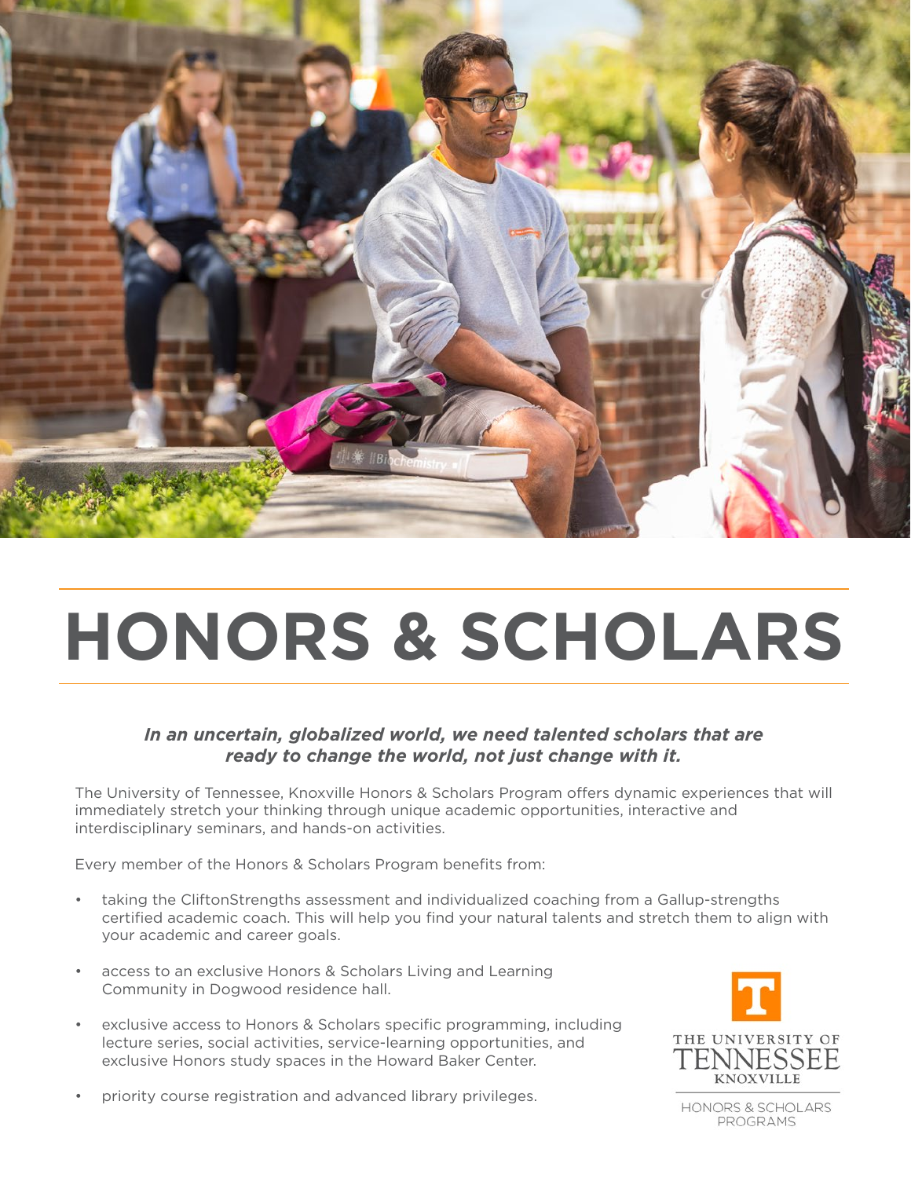# HONORS & SCHOLARS

***In an uncertain, globalized world, we need talented scholars that are ready to change the world, not just change with it.***

The University of Tennessee, Knoxville Honors & Scholars Program offers dynamic experiences that will immediately stretch your thinking through unique academic opportunities, interactive and interdisciplinary seminars, and hands-on activities.

Every member of the Honors & Scholars Program benefits from:

- taking the CliftonStrengths assessment and individualized coaching from a Gallup-strengths certified academic coach. This will help you find your natural talents and stretch them to align with your academic and career goals.
- access to an exclusive Honors & Scholars Living and Learning Community in Dogwood residence hall.
- exclusive access to Honors & Scholars specific programming, including lecture series, social activities, service-learning opportunities, and exclusive Honors study spaces in the Howard Baker Center.
- priority course registration and advanced library privileges.

THE UNIVERSITY OF TENNESSEE KNOXVILLE

HONORS & SCHOLARS PROGRAMS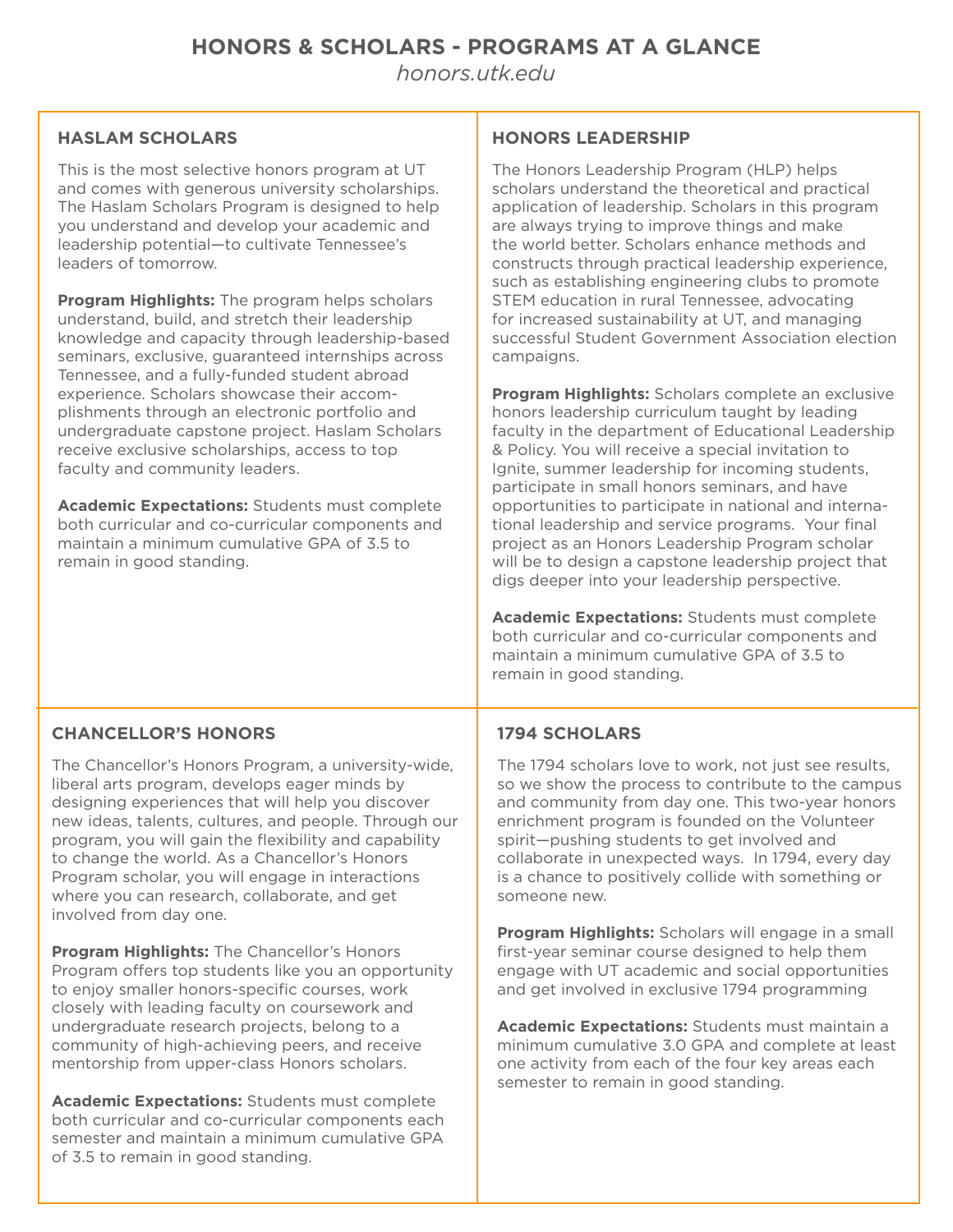# HONORS & SCHOLARS - PROGRAMS AT A GLANCE

*honors.utk.edu*

## HASLAM SCHOLARS

This is the most selective honors program at UT and comes with generous university scholarships. The Haslam Scholars Program is designed to help you understand and develop your academic and leadership potential—to cultivate Tennessee's leaders of tomorrow.

**Program Highlights:** The program helps scholars understand, build, and stretch their leadership knowledge and capacity through leadership-based seminars, exclusive, guaranteed internships across Tennessee, and a fully-funded student abroad experience. Scholars showcase their accomplishments through an electronic portfolio and undergraduate capstone project. Haslam Scholars receive exclusive scholarships, access to top faculty and community leaders.

**Academic Expectations:** Students must complete both curricular and co-curricular components and maintain a minimum cumulative GPA of 3.5 to remain in good standing.

## HONORS LEADERSHIP

The Honors Leadership Program (HLP) helps scholars understand the theoretical and practical application of leadership. Scholars in this program are always trying to improve things and make the world better. Scholars enhance methods and constructs through practical leadership experience, such as establishing engineering clubs to promote STEM education in rural Tennessee, advocating for increased sustainability at UT, and managing successful Student Government Association election campaigns.

**Program Highlights:** Scholars complete an exclusive honors leadership curriculum taught by leading faculty in the department of Educational Leadership & Policy. You will receive a special invitation to Ignite, summer leadership for incoming students, participate in small honors seminars, and have opportunities to participate in national and international leadership and service programs. Your final project as an Honors Leadership Program scholar will be to design a capstone leadership project that digs deeper into your leadership perspective.

**Academic Expectations:** Students must complete both curricular and co-curricular components and maintain a minimum cumulative GPA of 3.5 to remain in good standing.

## CHANCELLOR'S HONORS

The Chancellor's Honors Program, a university-wide, liberal arts program, develops eager minds by designing experiences that will help you discover new ideas, talents, cultures, and people. Through our program, you will gain the flexibility and capability to change the world. As a Chancellor's Honors Program scholar, you will engage in interactions where you can research, collaborate, and get involved from day one.

**Program Highlights:** The Chancellor's Honors Program offers top students like you an opportunity to enjoy smaller honors-specific courses, work closely with leading faculty on coursework and undergraduate research projects, belong to a community of high-achieving peers, and receive mentorship from upper-class Honors scholars.

**Academic Expectations:** Students must complete both curricular and co-curricular components each semester and maintain a minimum cumulative GPA of 3.5 to remain in good standing.

## 1794 SCHOLARS

The 1794 scholars love to work, not just see results, so we show the process to contribute to the campus and community from day one. This two-year honors enrichment program is founded on the Volunteer spirit—pushing students to get involved and collaborate in unexpected ways. In 1794, every day is a chance to positively collide with something or someone new.

**Program Highlights:** Scholars will engage in a small first-year seminar course designed to help them engage with UT academic and social opportunities and get involved in exclusive 1794 programming

**Academic Expectations:** Students must maintain a minimum cumulative 3.0 GPA and complete at least one activity from each of the four key areas each semester to remain in good standing.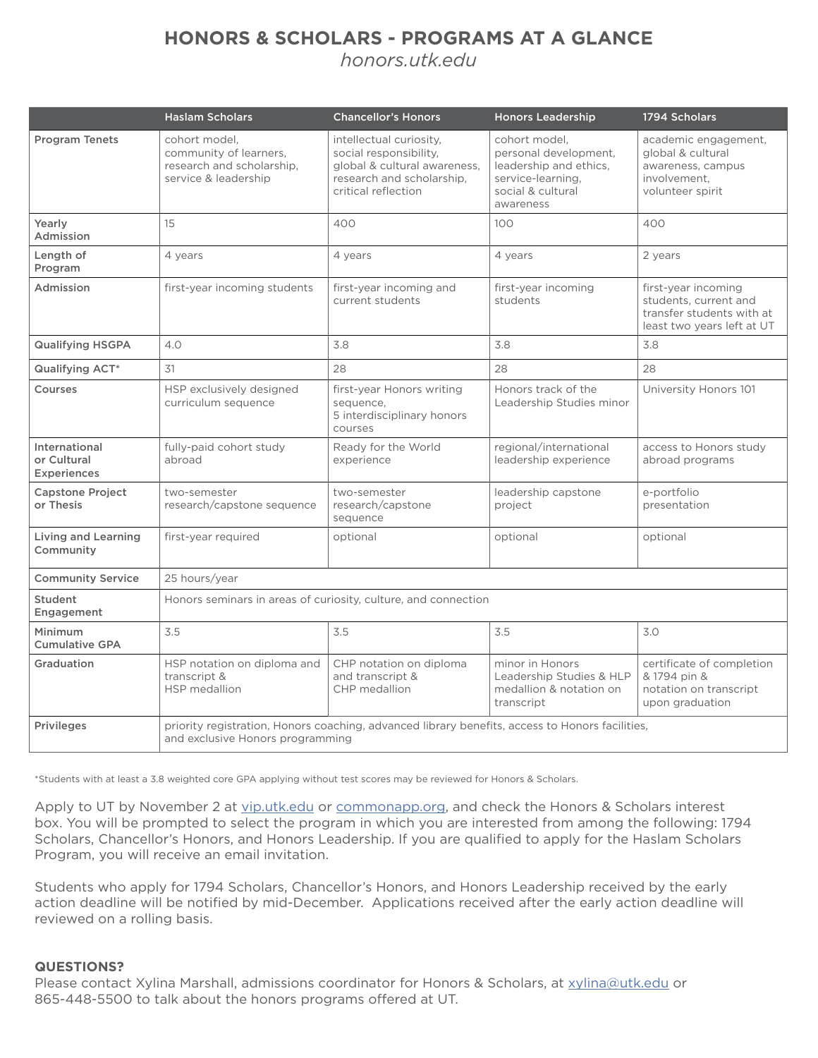# HONORS & SCHOLARS - PROGRAMS AT A GLANCE

*honors.utk.edu*

| | Haslam Scholars | Chancellor's Honors | Honors Leadership | 1794 Scholars |
|---|---|---|---|---|
| Program Tenets | cohort model, community of learners, research and scholarship, service & leadership | intellectual curiosity, social responsibility, global & cultural awareness, research and scholarship, critical reflection | cohort model, personal development, leadership and ethics, service-learning, social & cultural awareness | academic engagement, global & cultural awareness, campus involvement, volunteer spirit |
| Yearly Admission | 15 | 400 | 100 | 400 |
| Length of Program | 4 years | 4 years | 4 years | 2 years |
| Admission | first-year incoming students | first-year incoming and current students | first-year incoming students | first-year incoming students, current and transfer students with at least two years left at UT |
| Qualifying HSGPA | 4.0 | 3.8 | 3.8 | 3.8 |
| Qualifying ACT* | 31 | 28 | 28 | 28 |
| Courses | HSP exclusively designed curriculum sequence | first-year Honors writing sequence, 5 interdisciplinary honors courses | Honors track of the Leadership Studies minor | University Honors 101 |
| International or Cultural Experiences | fully-paid cohort study abroad | Ready for the World experience | regional/international leadership experience | access to Honors study abroad programs |
| Capstone Project or Thesis | two-semester research/capstone sequence | two-semester research/capstone sequence | leadership capstone project | e-portfolio presentation |
| Living and Learning Community | first-year required | optional | optional | optional |
| Community Service | 25 hours/year | | | |
| Student Engagement | Honors seminars in areas of curiosity, culture, and connection | | | |
| Minimum Cumulative GPA | 3.5 | 3.5 | 3.5 | 3.0 |
| Graduation | HSP notation on diploma and transcript & HSP medallion | CHP notation on diploma and transcript & CHP medallion | minor in Honors Leadership Studies & HLP medallion & notation on transcript | certificate of completion & 1794 pin & notation on transcript upon graduation |
| Privileges | priority registration, Honors coaching, advanced library benefits, access to Honors facilities, and exclusive Honors programming | | | |

*Students with at least a 3.8 weighted core GPA applying without test scores may be reviewed for Honors & Scholars.

Apply to UT by November 2 at [vip.utk.edu](vip.utk.edu) or [commonapp.org](commonapp.org), and check the Honors & Scholars interest box. You will be prompted to select the program in which you are interested from among the following: 1794 Scholars, Chancellor's Honors, and Honors Leadership. If you are qualified to apply for the Haslam Scholars Program, you will receive an email invitation.

Students who apply for 1794 Scholars, Chancellor's Honors, and Honors Leadership received by the early action deadline will be notified by mid-December. Applications received after the early action deadline will reviewed on a rolling basis.

**QUESTIONS?**

Please contact Xylina Marshall, admissions coordinator for Honors & Scholars, at [xylina@utk.edu](mailto:xylina@utk.edu) or 865-448-5500 to talk about the honors programs offered at UT.